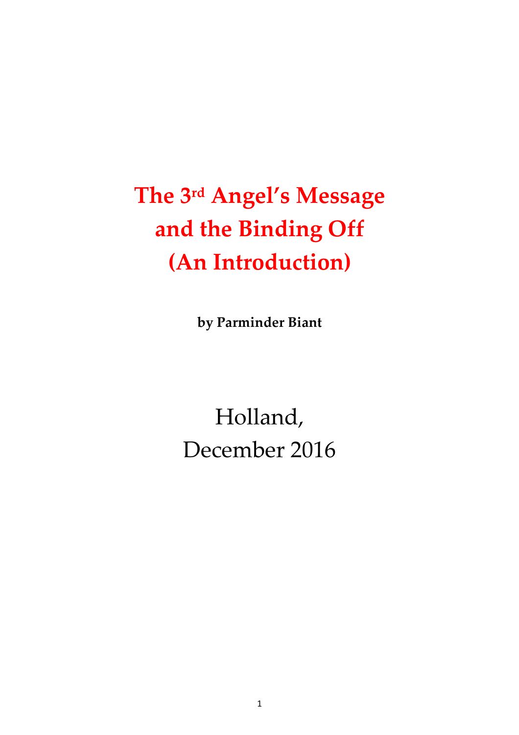# The 3rd Angel's Message and the Binding Off (An Introduction)

**by Parminder Biant**

Holland,
December 2016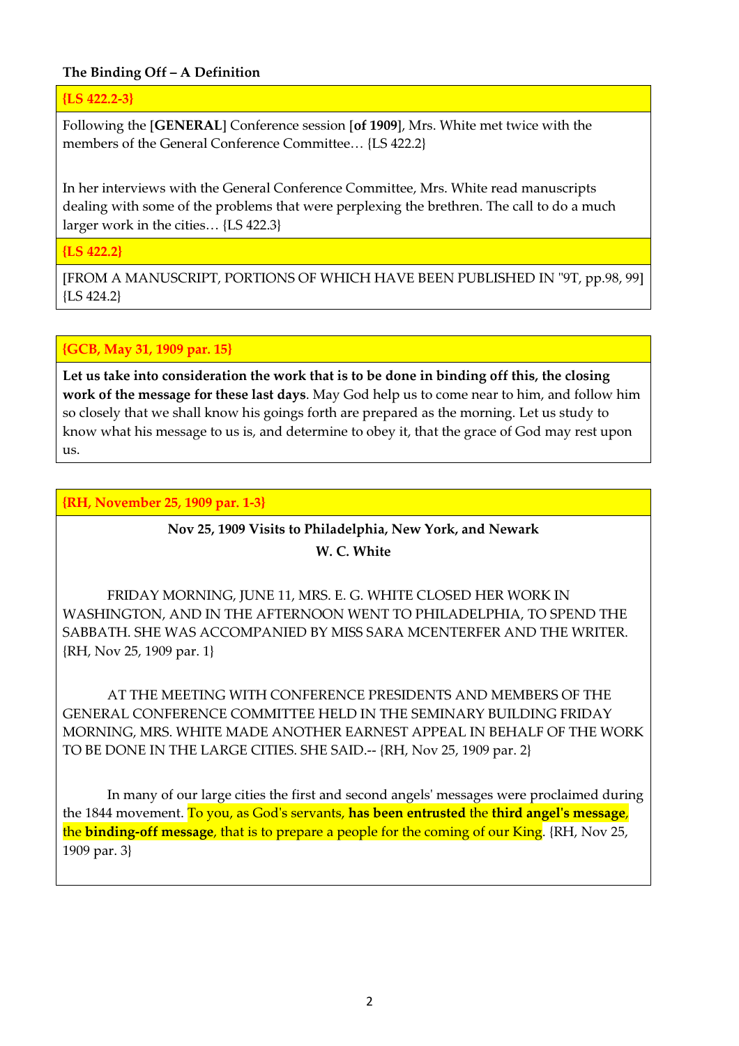**The Binding Off – A Definition**

**{LS 422.2-3}**

Following the **[GENERAL]** Conference session **[of 1909]**, Mrs. White met twice with the members of the General Conference Committee… {LS 422.2}

In her interviews with the General Conference Committee, Mrs. White read manuscripts dealing with some of the problems that were perplexing the brethren. The call to do a much larger work in the cities… {LS 422.3}

**{LS 422.2}**

[FROM A MANUSCRIPT, PORTIONS OF WHICH HAVE BEEN PUBLISHED IN "9T, pp.98, 99] {LS 424.2}

**{GCB, May 31, 1909 par. 15}**

**Let us take into consideration the work that is to be done in binding off this, the closing work of the message for these last days**. May God help us to come near to him, and follow him so closely that we shall know his goings forth are prepared as the morning. Let us study to know what his message to us is, and determine to obey it, that the grace of God may rest upon us.

**{RH, November 25, 1909 par. 1-3}**

**Nov 25, 1909 Visits to Philadelphia, New York, and Newark**

**W. C. White**

FRIDAY MORNING, JUNE 11, MRS. E. G. WHITE CLOSED HER WORK IN WASHINGTON, AND IN THE AFTERNOON WENT TO PHILADELPHIA, TO SPEND THE SABBATH. SHE WAS ACCOMPANIED BY MISS SARA MCENTERFER AND THE WRITER. {RH, Nov 25, 1909 par. 1}

AT THE MEETING WITH CONFERENCE PRESIDENTS AND MEMBERS OF THE GENERAL CONFERENCE COMMITTEE HELD IN THE SEMINARY BUILDING FRIDAY MORNING, MRS. WHITE MADE ANOTHER EARNEST APPEAL IN BEHALF OF THE WORK TO BE DONE IN THE LARGE CITIES. SHE SAID.-- {RH, Nov 25, 1909 par. 2}

In many of our large cities the first and second angels' messages were proclaimed during the 1844 movement. To you, as God's servants, **has been entrusted** the **third angel's message**, the **binding-off message**, that is to prepare a people for the coming of our King. {RH, Nov 25, 1909 par. 3}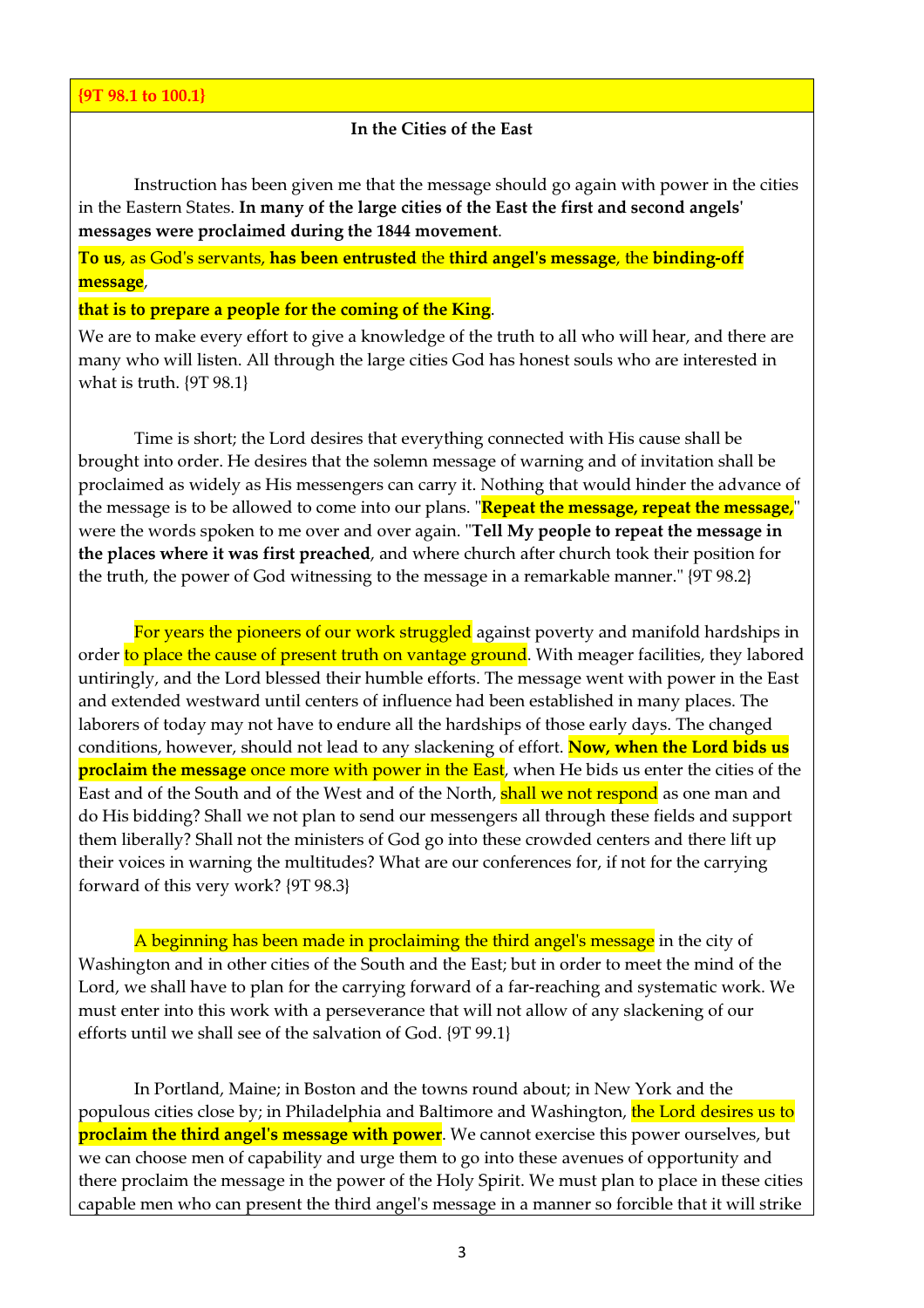**{9T 98.1 to 100.1}**

**In the Cities of the East**

Instruction has been given me that the message should go again with power in the cities in the Eastern States. **In many of the large cities of the East the first and second angels' messages were proclaimed during the 1844 movement**.

**To us**, as God's servants, **has been entrusted** the **third angel's message**, the **binding-off message**,

**that is to prepare a people for the coming of the King**.

We are to make every effort to give a knowledge of the truth to all who will hear, and there are many who will listen. All through the large cities God has honest souls who are interested in what is truth. {9T 98.1}

Time is short; the Lord desires that everything connected with His cause shall be brought into order. He desires that the solemn message of warning and of invitation shall be proclaimed as widely as His messengers can carry it. Nothing that would hinder the advance of the message is to be allowed to come into our plans. "**Repeat the message, repeat the message,**" were the words spoken to me over and over again. "**Tell My people to repeat the message in the places where it was first preached**, and where church after church took their position for the truth, the power of God witnessing to the message in a remarkable manner." {9T 98.2}

For years the pioneers of our work struggled against poverty and manifold hardships in order to place the cause of present truth on vantage ground. With meager facilities, they labored untiringly, and the Lord blessed their humble efforts. The message went with power in the East and extended westward until centers of influence had been established in many places. The laborers of today may not have to endure all the hardships of those early days. The changed conditions, however, should not lead to any slackening of effort. **Now, when the Lord bids us proclaim the message** once more with power in the East, when He bids us enter the cities of the East and of the South and of the West and of the North, shall we not respond as one man and do His bidding? Shall we not plan to send our messengers all through these fields and support them liberally? Shall not the ministers of God go into these crowded centers and there lift up their voices in warning the multitudes? What are our conferences for, if not for the carrying forward of this very work? {9T 98.3}

A beginning has been made in proclaiming the third angel's message in the city of Washington and in other cities of the South and the East; but in order to meet the mind of the Lord, we shall have to plan for the carrying forward of a far-reaching and systematic work. We must enter into this work with a perseverance that will not allow of any slackening of our efforts until we shall see of the salvation of God. {9T 99.1}

In Portland, Maine; in Boston and the towns round about; in New York and the populous cities close by; in Philadelphia and Baltimore and Washington, **the Lord desires us to proclaim the third angel's message with power**. We cannot exercise this power ourselves, but we can choose men of capability and urge them to go into these avenues of opportunity and there proclaim the message in the power of the Holy Spirit. We must plan to place in these cities capable men who can present the third angel's message in a manner so forcible that it will strike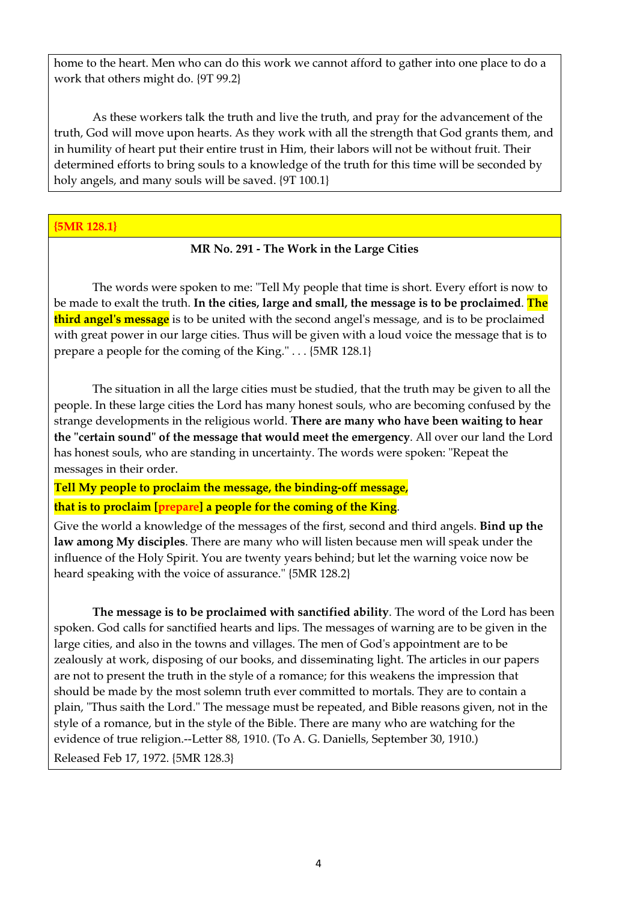home to the heart. Men who can do this work we cannot afford to gather into one place to do a work that others might do. {9T 99.2}

As these workers talk the truth and live the truth, and pray for the advancement of the truth, God will move upon hearts. As they work with all the strength that God grants them, and in humility of heart put their entire trust in Him, their labors will not be without fruit. Their determined efforts to bring souls to a knowledge of the truth for this time will be seconded by holy angels, and many souls will be saved. {9T 100.1}

**{5MR 128.1}**

**MR No. 291 - The Work in the Large Cities**

The words were spoken to me: "Tell My people that time is short. Every effort is now to be made to exalt the truth. **In the cities, large and small, the message is to be proclaimed**. **The third angel's message** is to be united with the second angel's message, and is to be proclaimed with great power in our large cities. Thus will be given with a loud voice the message that is to prepare a people for the coming of the King." . . . {5MR 128.1}

The situation in all the large cities must be studied, that the truth may be given to all the people. In these large cities the Lord has many honest souls, who are becoming confused by the strange developments in the religious world. **There are many who have been waiting to hear the "certain sound" of the message that would meet the emergency**. All over our land the Lord has honest souls, who are standing in uncertainty. The words were spoken: "Repeat the messages in their order.

**Tell My people to proclaim the message, the binding-off message,**

**that is to proclaim [prepare] a people for the coming of the King**.

Give the world a knowledge of the messages of the first, second and third angels. **Bind up the law among My disciples**. There are many who will listen because men will speak under the influence of the Holy Spirit. You are twenty years behind; but let the warning voice now be heard speaking with the voice of assurance." {5MR 128.2}

**The message is to be proclaimed with sanctified ability**. The word of the Lord has been spoken. God calls for sanctified hearts and lips. The messages of warning are to be given in the large cities, and also in the towns and villages. The men of God's appointment are to be zealously at work, disposing of our books, and disseminating light. The articles in our papers are not to present the truth in the style of a romance; for this weakens the impression that should be made by the most solemn truth ever committed to mortals. They are to contain a plain, "Thus saith the Lord." The message must be repeated, and Bible reasons given, not in the style of a romance, but in the style of the Bible. There are many who are watching for the evidence of true religion.--Letter 88, 1910. (To A. G. Daniells, September 30, 1910.)

Released Feb 17, 1972. {5MR 128.3}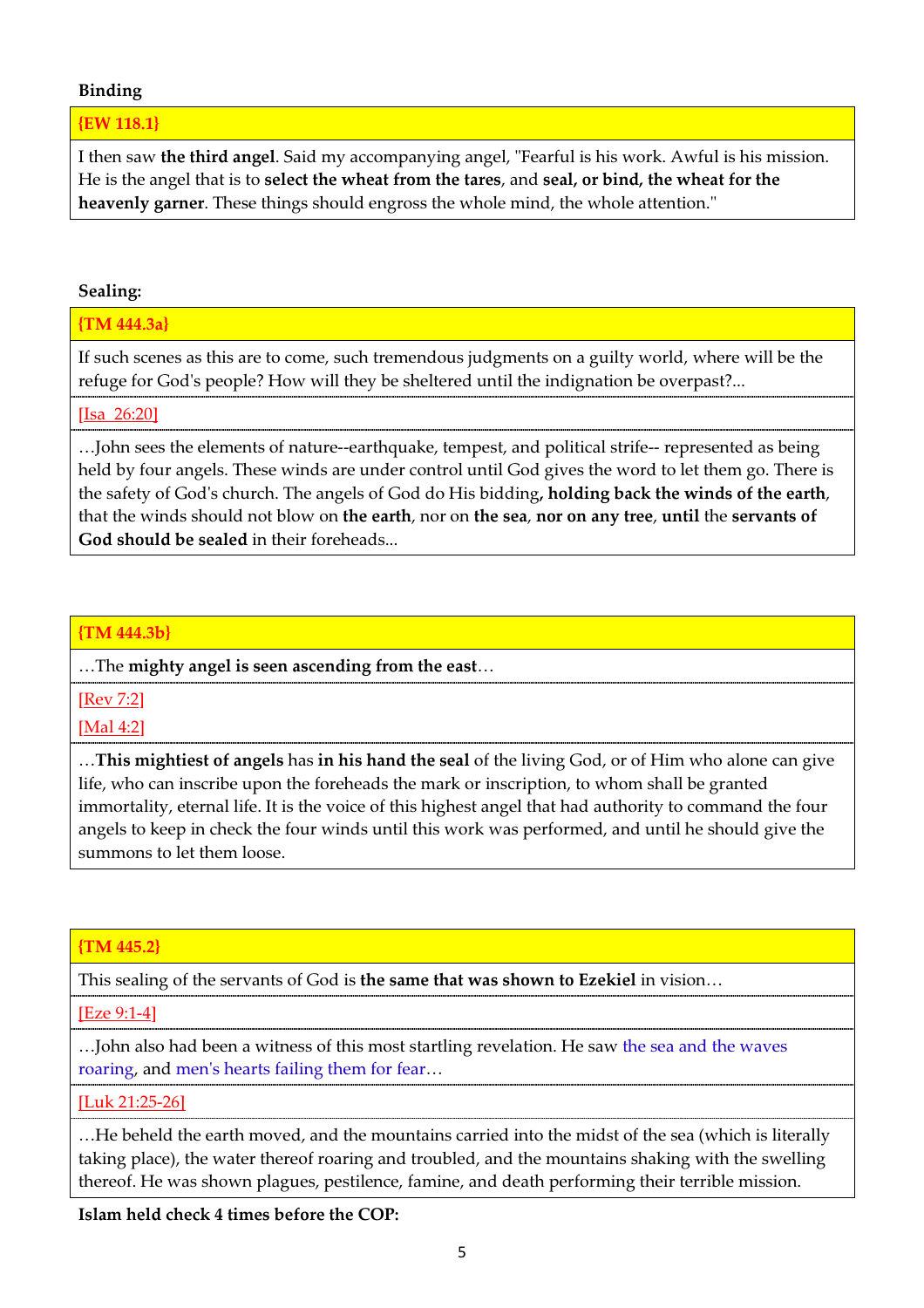**Binding**

**{EW 118.1}**

I then saw **the third angel**. Said my accompanying angel, "Fearful is his work. Awful is his mission. He is the angel that is to **select the wheat from the tares**, and **seal, or bind, the wheat for the heavenly garner**. These things should engross the whole mind, the whole attention."

**Sealing:**

**{TM 444.3a}**

If such scenes as this are to come, such tremendous judgments on a guilty world, where will be the refuge for God's people? How will they be sheltered until the indignation be overpast?...

[Isa 26:20]

…John sees the elements of nature--earthquake, tempest, and political strife-- represented as being held by four angels. These winds are under control until God gives the word to let them go. There is the safety of God's church. The angels of God do His bidding**, holding back the winds of the earth**, that the winds should not blow on **the earth**, nor on **the sea**, **nor on any tree**, **until** the **servants of God should be sealed** in their foreheads...

**{TM 444.3b}**

…The **mighty angel is seen ascending from the east**…

[Rev 7:2]

[Mal 4:2]

…**This mightiest of angels** has **in his hand the seal** of the living God, or of Him who alone can give life, who can inscribe upon the foreheads the mark or inscription, to whom shall be granted immortality, eternal life. It is the voice of this highest angel that had authority to command the four angels to keep in check the four winds until this work was performed, and until he should give the summons to let them loose.

**{TM 445.2}**

This sealing of the servants of God is **the same that was shown to Ezekiel** in vision…

[Eze 9:1-4]

…John also had been a witness of this most startling revelation. He saw the sea and the waves roaring, and men's hearts failing them for fear…

[Luk 21:25-26]

…He beheld the earth moved, and the mountains carried into the midst of the sea (which is literally taking place), the water thereof roaring and troubled, and the mountains shaking with the swelling thereof. He was shown plagues, pestilence, famine, and death performing their terrible mission.

**Islam held check 4 times before the COP:**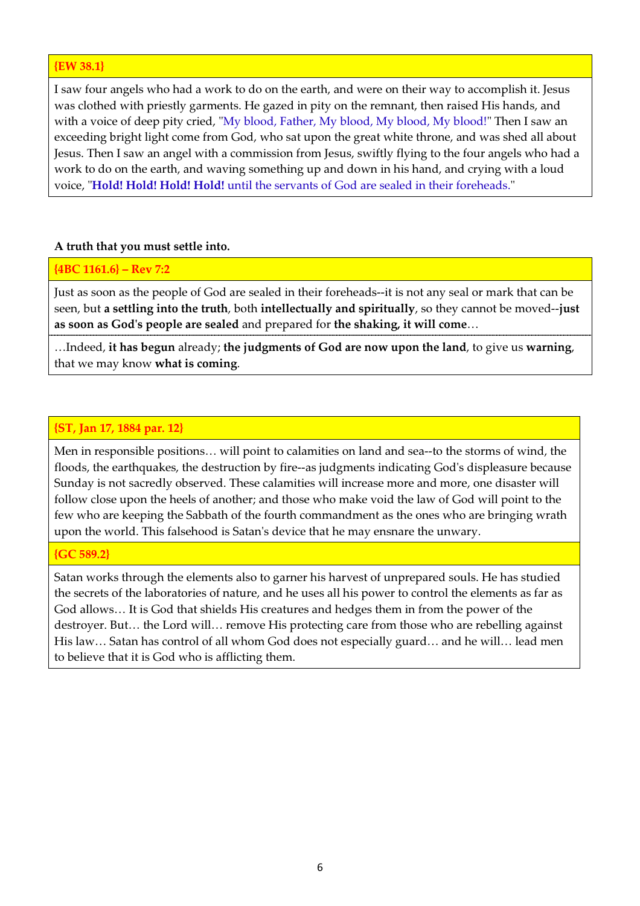**{EW 38.1}**

I saw four angels who had a work to do on the earth, and were on their way to accomplish it. Jesus was clothed with priestly garments. He gazed in pity on the remnant, then raised His hands, and with a voice of deep pity cried, "My blood, Father, My blood, My blood, My blood!" Then I saw an exceeding bright light come from God, who sat upon the great white throne, and was shed all about Jesus. Then I saw an angel with a commission from Jesus, swiftly flying to the four angels who had a work to do on the earth, and waving something up and down in his hand, and crying with a loud voice, "**Hold! Hold! Hold! Hold!** until the servants of God are sealed in their foreheads."

**A truth that you must settle into.**

**{4BC 1161.6} – Rev 7:2**

Just as soon as the people of God are sealed in their foreheads--it is not any seal or mark that can be seen, but **a settling into the truth**, both **intellectually and spiritually**, so they cannot be moved--**just as soon as God's people are sealed** and prepared for **the shaking, it will come**…

…Indeed, **it has begun** already; **the judgments of God are now upon the land**, to give us **warning**, that we may know **what is coming**.

**{ST, Jan 17, 1884 par. 12}**

Men in responsible positions… will point to calamities on land and sea--to the storms of wind, the floods, the earthquakes, the destruction by fire--as judgments indicating God's displeasure because Sunday is not sacredly observed. These calamities will increase more and more, one disaster will follow close upon the heels of another; and those who make void the law of God will point to the few who are keeping the Sabbath of the fourth commandment as the ones who are bringing wrath upon the world. This falsehood is Satan's device that he may ensnare the unwary.

**{GC 589.2}**

Satan works through the elements also to garner his harvest of unprepared souls. He has studied the secrets of the laboratories of nature, and he uses all his power to control the elements as far as God allows… It is God that shields His creatures and hedges them in from the power of the destroyer. But… the Lord will… remove His protecting care from those who are rebelling against His law… Satan has control of all whom God does not especially guard… and he will… lead men to believe that it is God who is afflicting them.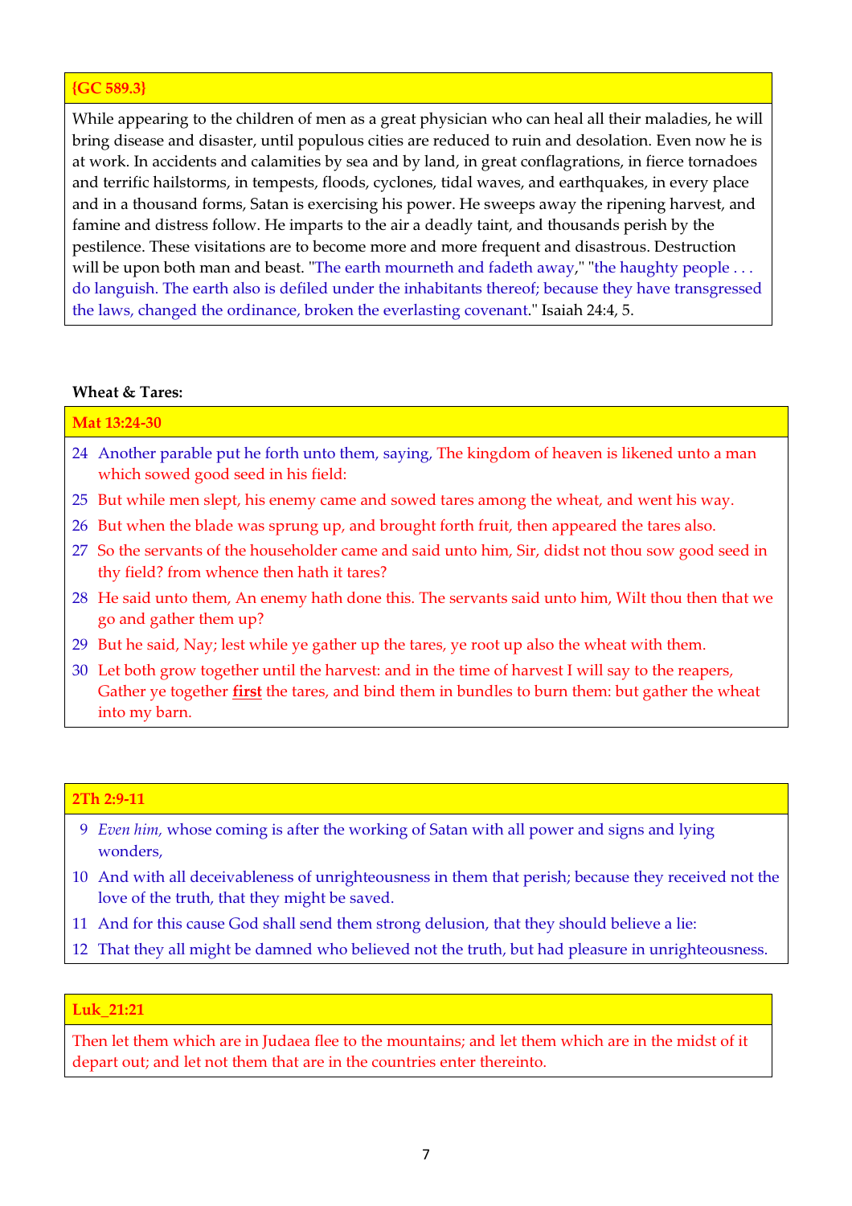**{GC 589.3}**

While appearing to the children of men as a great physician who can heal all their maladies, he will bring disease and disaster, until populous cities are reduced to ruin and desolation. Even now he is at work. In accidents and calamities by sea and by land, in great conflagrations, in fierce tornadoes and terrific hailstorms, in tempests, floods, cyclones, tidal waves, and earthquakes, in every place and in a thousand forms, Satan is exercising his power. He sweeps away the ripening harvest, and famine and distress follow. He imparts to the air a deadly taint, and thousands perish by the pestilence. These visitations are to become more and more frequent and disastrous. Destruction will be upon both man and beast. "The earth mourneth and fadeth away," "the haughty people . . . do languish. The earth also is defiled under the inhabitants thereof; because they have transgressed the laws, changed the ordinance, broken the everlasting covenant." Isaiah 24:4, 5.

**Wheat & Tares:**

**Mat 13:24-30**

24 Another parable put he forth unto them, saying, The kingdom of heaven is likened unto a man which sowed good seed in his field:

25 But while men slept, his enemy came and sowed tares among the wheat, and went his way.

26 But when the blade was sprung up, and brought forth fruit, then appeared the tares also.

27 So the servants of the householder came and said unto him, Sir, didst not thou sow good seed in thy field? from whence then hath it tares?

28 He said unto them, An enemy hath done this. The servants said unto him, Wilt thou then that we go and gather them up?

29 But he said, Nay; lest while ye gather up the tares, ye root up also the wheat with them.

30 Let both grow together until the harvest: and in the time of harvest I will say to the reapers, Gather ye together **<u>first</u>** the tares, and bind them in bundles to burn them: but gather the wheat into my barn.

**2Th 2:9-11**

9 *Even him,* whose coming is after the working of Satan with all power and signs and lying wonders,

10 And with all deceivableness of unrighteousness in them that perish; because they received not the love of the truth, that they might be saved.

11 And for this cause God shall send them strong delusion, that they should believe a lie:

12 That they all might be damned who believed not the truth, but had pleasure in unrighteousness.

**Luk_21:21**

Then let them which are in Judaea flee to the mountains; and let them which are in the midst of it depart out; and let not them that are in the countries enter thereinto.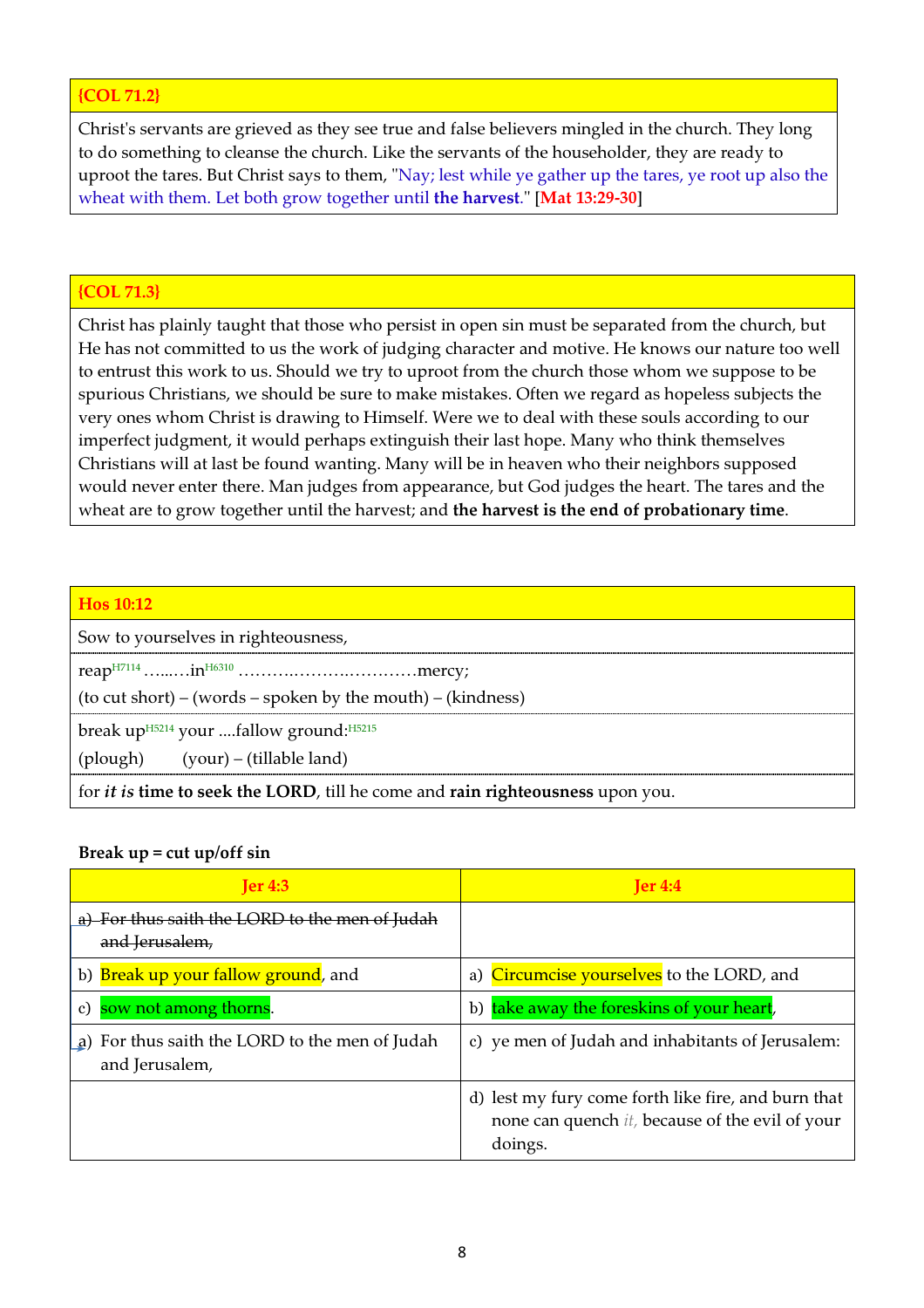| {COL 71.2} |
| --- |
| Christ's servants are grieved as they see true and false believers mingled in the church. They long to do something to cleanse the church. Like the servants of the householder, they are ready to uproot the tares. But Christ says to them, "Nay; lest while ye gather up the tares, ye root up also the wheat with them. Let both grow together until **the harvest**." [Mat 13:29-30] |

| {COL 71.3} |
| --- |
| Christ has plainly taught that those who persist in open sin must be separated from the church, but He has not committed to us the work of judging character and motive. He knows our nature too well to entrust this work to us. Should we try to uproot from the church those whom we suppose to be spurious Christians, we should be sure to make mistakes. Often we regard as hopeless subjects the very ones whom Christ is drawing to Himself. Were we to deal with these souls according to our imperfect judgment, it would perhaps extinguish their last hope. Many who think themselves Christians will at last be found wanting. Many will be in heaven who their neighbors supposed would never enter there. Man judges from appearance, but God judges the heart. The tares and the wheat are to grow together until the harvest; and **the harvest is the end of probationary time**. |

| Hos 10:12 |
| --- |
| Sow to yourselves in righteousness, |
| reap[H7114] …...…in[H6310] ……….……….…………mercy;<br>(to cut short) – (words – spoken by the mouth) – (kindness) |
| break up[H5214] your ....fallow ground:[H5215]<br>(plough) (your) – (tillable land) |
| for *it is* **time to seek the LORD**, till he come and **rain righteousness** upon you. |

**Break up = cut up/off sin**

| Jer 4:3 | Jer 4:4 |
| --- | --- |
| ~~a) For thus saith the LORD to the men of Judah and Jerusalem,~~ | |
| b) Break up your fallow ground, and | a) Circumcise yourselves to the LORD, and |
| c) sow not among thorns. | b) take away the foreskins of your heart, |
| a) For thus saith the LORD to the men of Judah and Jerusalem, | c) ye men of Judah and inhabitants of Jerusalem: |
| | d) lest my fury come forth like fire, and burn that none can quench *it,* because of the evil of your doings. |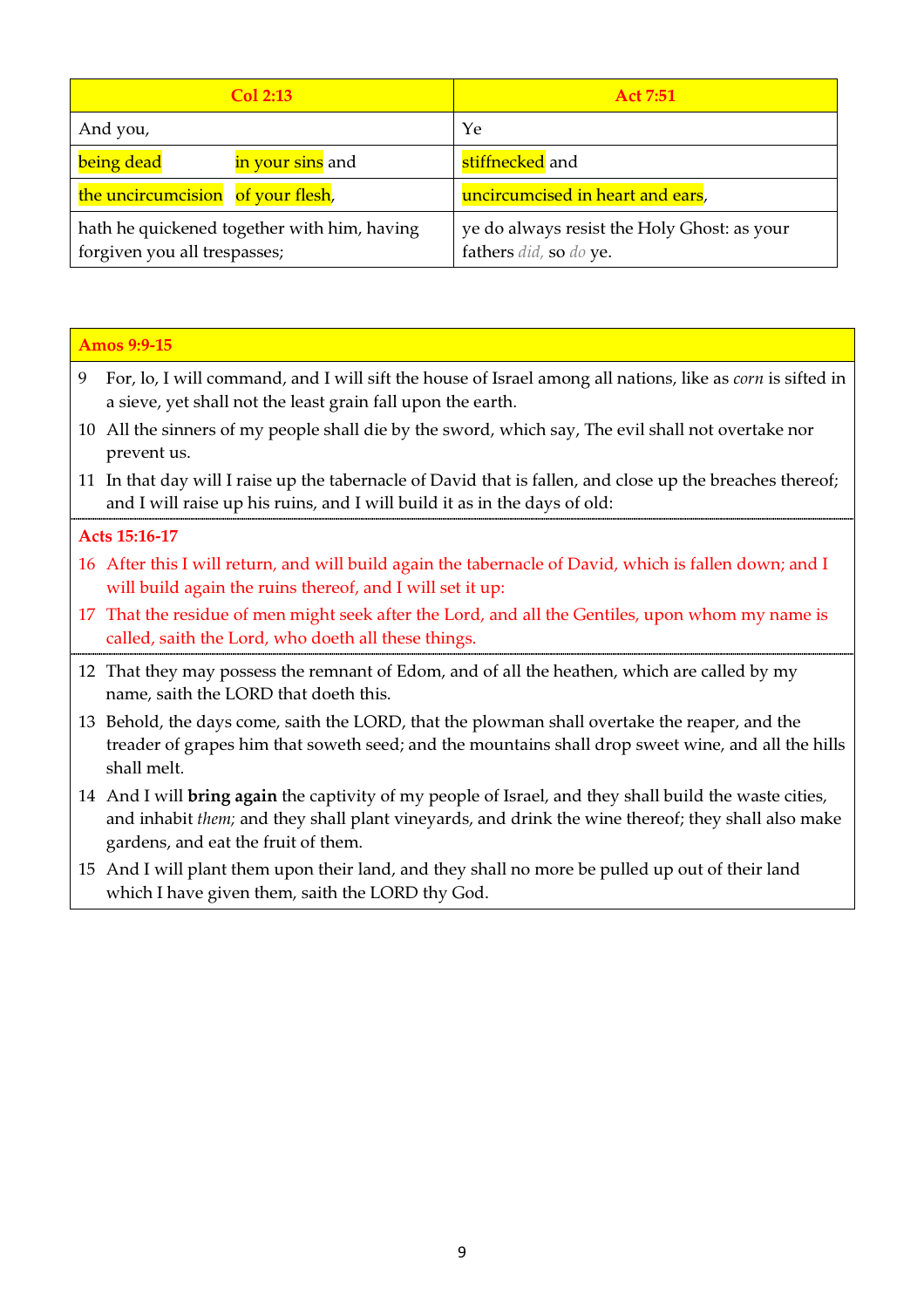| Col 2:13 | Act 7:51 |
| --- | --- |
| And you, | Ye |
| being dead in your sins and | stiffnecked and |
| the uncircumcision of your flesh, | uncircumcised in heart and ears, |
| hath he quickened together with him, having forgiven you all trespasses; | ye do always resist the Holy Ghost: as your fathers *did,* so *do* ye. |

**Amos 9:9-15**

9 For, lo, I will command, and I will sift the house of Israel among all nations, like as *corn* is sifted in a sieve, yet shall not the least grain fall upon the earth.

10 All the sinners of my people shall die by the sword, which say, The evil shall not overtake nor prevent us.

11 In that day will I raise up the tabernacle of David that is fallen, and close up the breaches thereof; and I will raise up his ruins, and I will build it as in the days of old:

**Acts 15:16-17**

16 After this I will return, and will build again the tabernacle of David, which is fallen down; and I will build again the ruins thereof, and I will set it up:

17 That the residue of men might seek after the Lord, and all the Gentiles, upon whom my name is called, saith the Lord, who doeth all these things.

12 That they may possess the remnant of Edom, and of all the heathen, which are called by my name, saith the LORD that doeth this.

13 Behold, the days come, saith the LORD, that the plowman shall overtake the reaper, and the treader of grapes him that soweth seed; and the mountains shall drop sweet wine, and all the hills shall melt.

14 And I will **bring again** the captivity of my people of Israel, and they shall build the waste cities, and inhabit *them;* and they shall plant vineyards, and drink the wine thereof; they shall also make gardens, and eat the fruit of them.

15 And I will plant them upon their land, and they shall no more be pulled up out of their land which I have given them, saith the LORD thy God.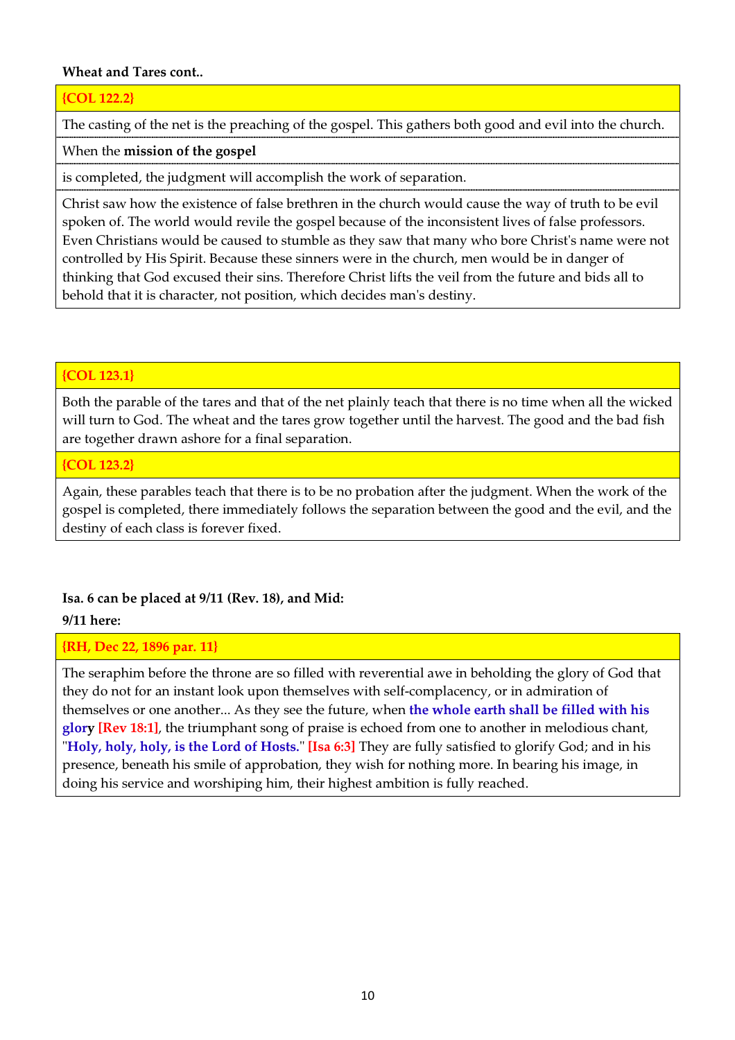**Wheat and Tares cont..**

**{COL 122.2}**

The casting of the net is the preaching of the gospel. This gathers both good and evil into the church.

When the **mission of the gospel**

is completed, the judgment will accomplish the work of separation.

Christ saw how the existence of false brethren in the church would cause the way of truth to be evil spoken of. The world would revile the gospel because of the inconsistent lives of false professors. Even Christians would be caused to stumble as they saw that many who bore Christ's name were not controlled by His Spirit. Because these sinners were in the church, men would be in danger of thinking that God excused their sins. Therefore Christ lifts the veil from the future and bids all to behold that it is character, not position, which decides man's destiny.

**{COL 123.1}**

Both the parable of the tares and that of the net plainly teach that there is no time when all the wicked will turn to God. The wheat and the tares grow together until the harvest. The good and the bad fish are together drawn ashore for a final separation.

**{COL 123.2}**

Again, these parables teach that there is to be no probation after the judgment. When the work of the gospel is completed, there immediately follows the separation between the good and the evil, and the destiny of each class is forever fixed.

**Isa. 6 can be placed at 9/11 (Rev. 18), and Mid:**

**9/11 here:**

**{RH, Dec 22, 1896 par. 11}**

The seraphim before the throne are so filled with reverential awe in beholding the glory of God that they do not for an instant look upon themselves with self-complacency, or in admiration of themselves or one another... As they see the future, when **the whole earth shall be filled with his glory** **[Rev 18:1]**, the triumphant song of praise is echoed from one to another in melodious chant, "**Holy, holy, holy, is the Lord of Hosts.**" **[Isa 6:3]** They are fully satisfied to glorify God; and in his presence, beneath his smile of approbation, they wish for nothing more. In bearing his image, in doing his service and worshiping him, their highest ambition is fully reached.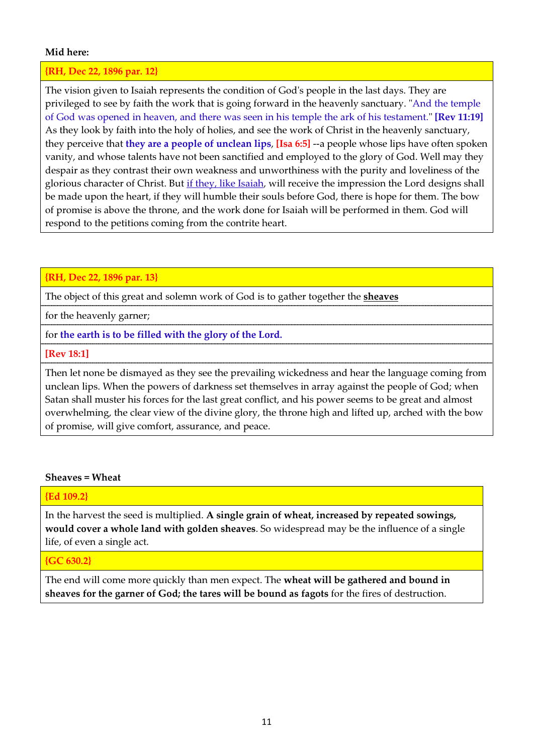**Mid here:**

**{RH, Dec 22, 1896 par. 12}**

The vision given to Isaiah represents the condition of God's people in the last days. They are privileged to see by faith the work that is going forward in the heavenly sanctuary. "And the temple of God was opened in heaven, and there was seen in his temple the ark of his testament." **[Rev 11:19]** As they look by faith into the holy of holies, and see the work of Christ in the heavenly sanctuary, they perceive that **they are a people of unclean lips**, **[Isa 6:5]** --a people whose lips have often spoken vanity, and whose talents have not been sanctified and employed to the glory of God. Well may they despair as they contrast their own weakness and unworthiness with the purity and loveliness of the glorious character of Christ. But if they, like Isaiah, will receive the impression the Lord designs shall be made upon the heart, if they will humble their souls before God, there is hope for them. The bow of promise is above the throne, and the work done for Isaiah will be performed in them. God will respond to the petitions coming from the contrite heart.

**{RH, Dec 22, 1896 par. 13}**

The object of this great and solemn work of God is to gather together the **sheaves**

for the heavenly garner;

for **the earth is to be filled with the glory of the Lord.**

**[Rev 18:1]**

Then let none be dismayed as they see the prevailing wickedness and hear the language coming from unclean lips. When the powers of darkness set themselves in array against the people of God; when Satan shall muster his forces for the last great conflict, and his power seems to be great and almost overwhelming, the clear view of the divine glory, the throne high and lifted up, arched with the bow of promise, will give comfort, assurance, and peace.

**Sheaves = Wheat**

**{Ed 109.2}**

In the harvest the seed is multiplied. **A single grain of wheat, increased by repeated sowings, would cover a whole land with golden sheaves**. So widespread may be the influence of a single life, of even a single act.

**{GC 630.2}**

The end will come more quickly than men expect. The **wheat will be gathered and bound in sheaves for the garner of God; the tares will be bound as fagots** for the fires of destruction.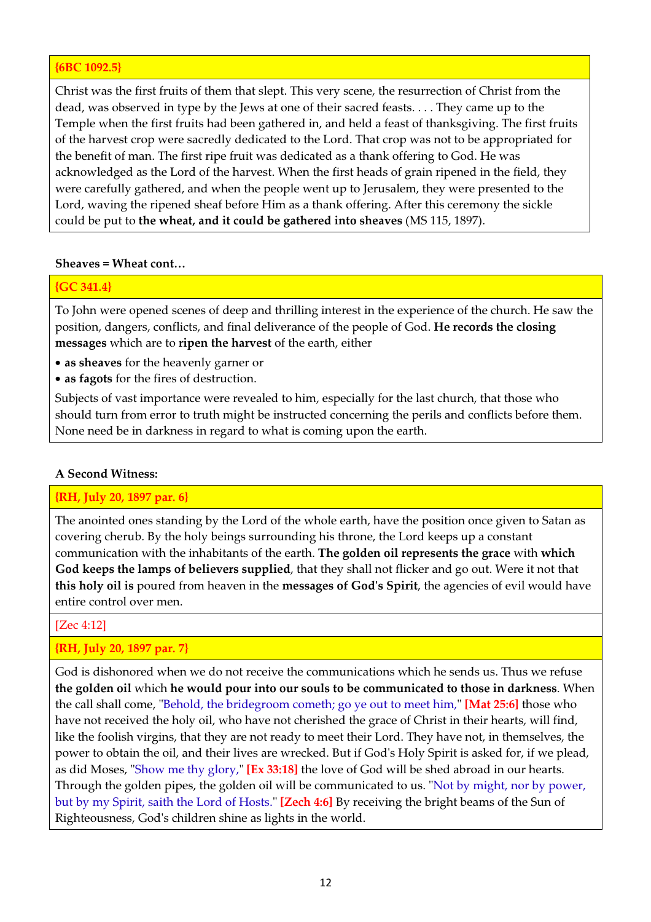**{6BC 1092.5}**

Christ was the first fruits of them that slept. This very scene, the resurrection of Christ from the dead, was observed in type by the Jews at one of their sacred feasts. . . . They came up to the Temple when the first fruits had been gathered in, and held a feast of thanksgiving. The first fruits of the harvest crop were sacredly dedicated to the Lord. That crop was not to be appropriated for the benefit of man. The first ripe fruit was dedicated as a thank offering to God. He was acknowledged as the Lord of the harvest. When the first heads of grain ripened in the field, they were carefully gathered, and when the people went up to Jerusalem, they were presented to the Lord, waving the ripened sheaf before Him as a thank offering. After this ceremony the sickle could be put to **the wheat, and it could be gathered into sheaves** (MS 115, 1897).

**Sheaves = Wheat cont…**

**{GC 341.4}**

To John were opened scenes of deep and thrilling interest in the experience of the church. He saw the position, dangers, conflicts, and final deliverance of the people of God. **He records the closing messages** which are to **ripen the harvest** of the earth, either

- **as sheaves** for the heavenly garner or
- **as fagots** for the fires of destruction.

Subjects of vast importance were revealed to him, especially for the last church, that those who should turn from error to truth might be instructed concerning the perils and conflicts before them. None need be in darkness in regard to what is coming upon the earth.

**A Second Witness:**

**{RH, July 20, 1897 par. 6}**

The anointed ones standing by the Lord of the whole earth, have the position once given to Satan as covering cherub. By the holy beings surrounding his throne, the Lord keeps up a constant communication with the inhabitants of the earth. **The golden oil represents the grace** with **which God keeps the lamps of believers supplied**, that they shall not flicker and go out. Were it not that **this holy oil is** poured from heaven in the **messages of God's Spirit**, the agencies of evil would have entire control over men.

[Zec 4:12]

**{RH, July 20, 1897 par. 7}**

God is dishonored when we do not receive the communications which he sends us. Thus we refuse **the golden oil** which **he would pour into our souls to be communicated to those in darkness**. When the call shall come, "Behold, the bridegroom cometh; go ye out to meet him," **[Mat 25:6]** those who have not received the holy oil, who have not cherished the grace of Christ in their hearts, will find, like the foolish virgins, that they are not ready to meet their Lord. They have not, in themselves, the power to obtain the oil, and their lives are wrecked. But if God's Holy Spirit is asked for, if we plead, as did Moses, "Show me thy glory," **[Ex 33:18]** the love of God will be shed abroad in our hearts. Through the golden pipes, the golden oil will be communicated to us. "Not by might, nor by power, but by my Spirit, saith the Lord of Hosts." **[Zech 4:6]** By receiving the bright beams of the Sun of Righteousness, God's children shine as lights in the world.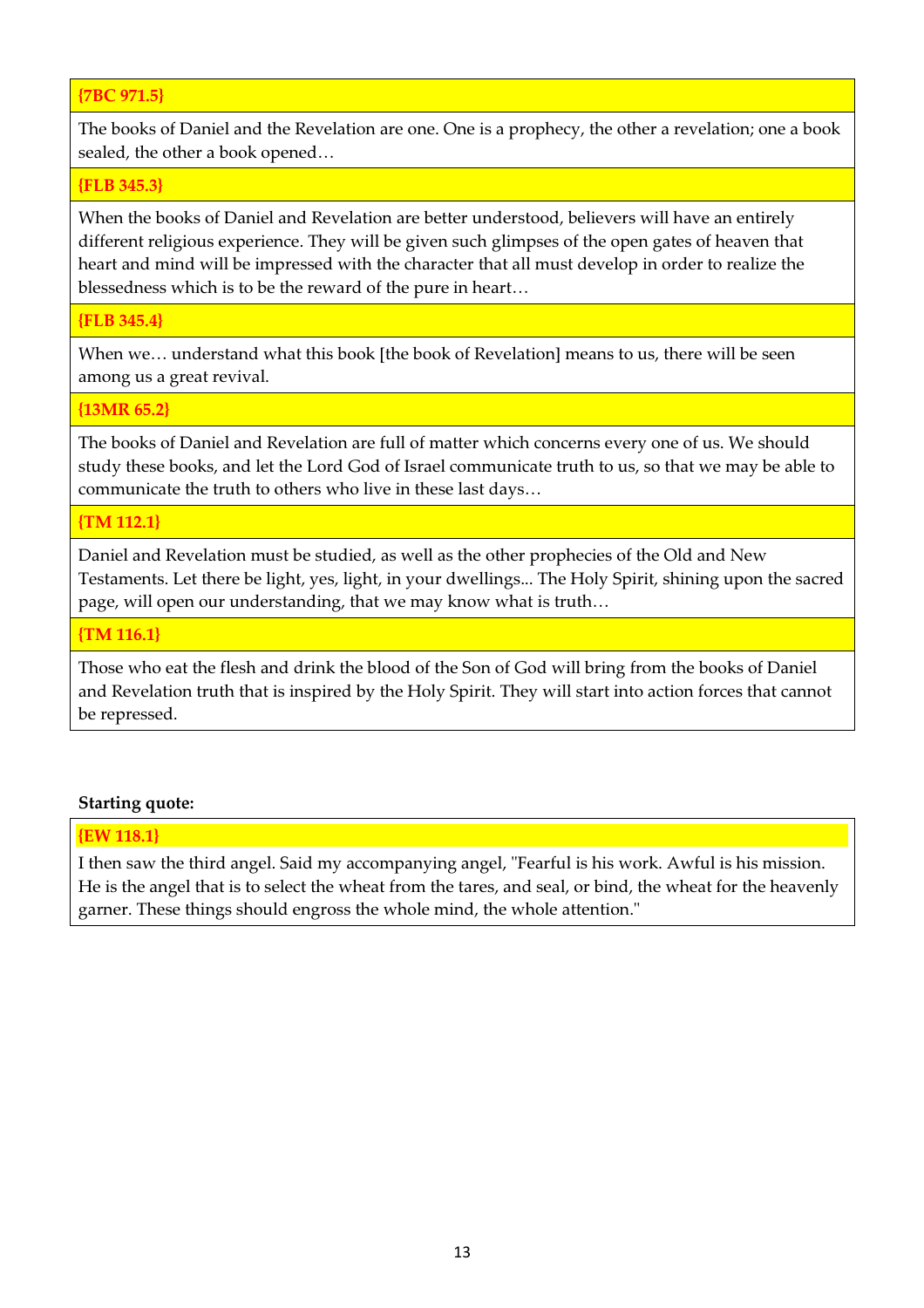| {7BC 971.5} |
| --- |
| The books of Daniel and the Revelation are one. One is a prophecy, the other a revelation; one a book sealed, the other a book opened… |
| **{FLB 345.3}** |
| When the books of Daniel and Revelation are better understood, believers will have an entirely different religious experience. They will be given such glimpses of the open gates of heaven that heart and mind will be impressed with the character that all must develop in order to realize the blessedness which is to be the reward of the pure in heart… |
| **{FLB 345.4}** |
| When we… understand what this book [the book of Revelation] means to us, there will be seen among us a great revival. |
| **{13MR 65.2}** |
| The books of Daniel and Revelation are full of matter which concerns every one of us. We should study these books, and let the Lord God of Israel communicate truth to us, so that we may be able to communicate the truth to others who live in these last days… |
| **{TM 112.1}** |
| Daniel and Revelation must be studied, as well as the other prophecies of the Old and New Testaments. Let there be light, yes, light, in your dwellings... The Holy Spirit, shining upon the sacred page, will open our understanding, that we may know what is truth… |
| **{TM 116.1}** |
| Those who eat the flesh and drink the blood of the Son of God will bring from the books of Daniel and Revelation truth that is inspired by the Holy Spirit. They will start into action forces that cannot be repressed. |

**Starting quote:**

| {EW 118.1} |
| --- |
| I then saw the third angel. Said my accompanying angel, "Fearful is his work. Awful is his mission. He is the angel that is to select the wheat from the tares, and seal, or bind, the wheat for the heavenly garner. These things should engross the whole mind, the whole attention." |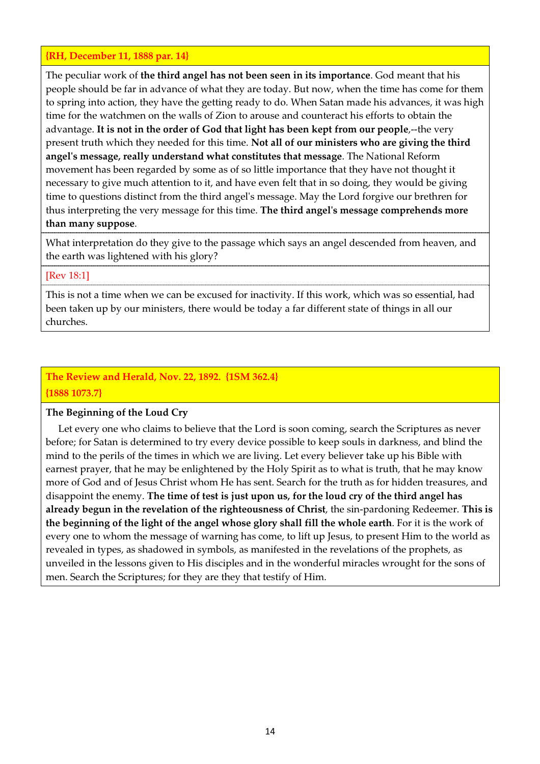**{RH, December 11, 1888 par. 14}**

The peculiar work of **the third angel has not been seen in its importance**. God meant that his people should be far in advance of what they are today. But now, when the time has come for them to spring into action, they have the getting ready to do. When Satan made his advances, it was high time for the watchmen on the walls of Zion to arouse and counteract his efforts to obtain the advantage. **It is not in the order of God that light has been kept from our people**,--the very present truth which they needed for this time. **Not all of our ministers who are giving the third angel's message, really understand what constitutes that message**. The National Reform movement has been regarded by some as of so little importance that they have not thought it necessary to give much attention to it, and have even felt that in so doing, they would be giving time to questions distinct from the third angel's message. May the Lord forgive our brethren for thus interpreting the very message for this time. **The third angel's message comprehends more than many suppose**.

What interpretation do they give to the passage which says an angel descended from heaven, and the earth was lightened with his glory?

[Rev 18:1]

This is not a time when we can be excused for inactivity. If this work, which was so essential, had been taken up by our ministers, there would be today a far different state of things in all our churches.

**The Review and Herald, Nov. 22, 1892. {1SM 362.4}**
**{1888 1073.7}**

**The Beginning of the Loud Cry**

Let every one who claims to believe that the Lord is soon coming, search the Scriptures as never before; for Satan is determined to try every device possible to keep souls in darkness, and blind the mind to the perils of the times in which we are living. Let every believer take up his Bible with earnest prayer, that he may be enlightened by the Holy Spirit as to what is truth, that he may know more of God and of Jesus Christ whom He has sent. Search for the truth as for hidden treasures, and disappoint the enemy. **The time of test is just upon us, for the loud cry of the third angel has already begun in the revelation of the righteousness of Christ**, the sin-pardoning Redeemer. **This is the beginning of the light of the angel whose glory shall fill the whole earth**. For it is the work of every one to whom the message of warning has come, to lift up Jesus, to present Him to the world as revealed in types, as shadowed in symbols, as manifested in the revelations of the prophets, as unveiled in the lessons given to His disciples and in the wonderful miracles wrought for the sons of men. Search the Scriptures; for they are they that testify of Him.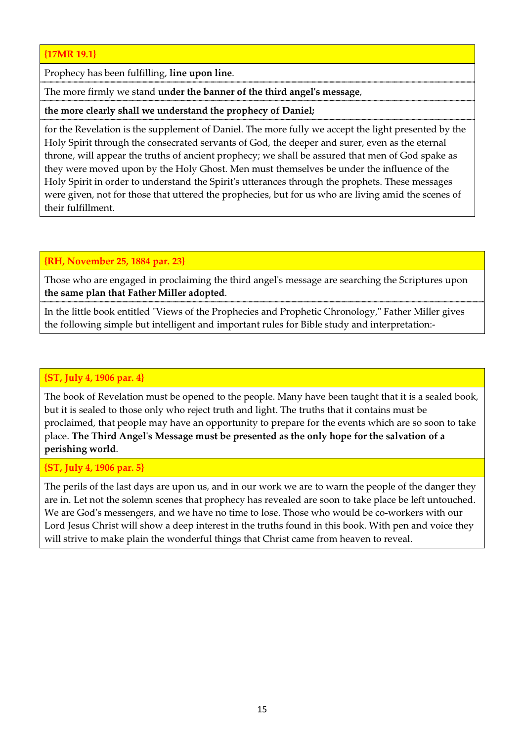**{17MR 19.1}**

Prophecy has been fulfilling, **line upon line**.

The more firmly we stand **under the banner of the third angel's message**,

**the more clearly shall we understand the prophecy of Daniel;**

for the Revelation is the supplement of Daniel. The more fully we accept the light presented by the Holy Spirit through the consecrated servants of God, the deeper and surer, even as the eternal throne, will appear the truths of ancient prophecy; we shall be assured that men of God spake as they were moved upon by the Holy Ghost. Men must themselves be under the influence of the Holy Spirit in order to understand the Spirit's utterances through the prophets. These messages were given, not for those that uttered the prophecies, but for us who are living amid the scenes of their fulfillment.

**{RH, November 25, 1884 par. 23}**

Those who are engaged in proclaiming the third angel's message are searching the Scriptures upon **the same plan that Father Miller adopted**.

In the little book entitled "Views of the Prophecies and Prophetic Chronology," Father Miller gives the following simple but intelligent and important rules for Bible study and interpretation:-

**{ST, July 4, 1906 par. 4}**

The book of Revelation must be opened to the people. Many have been taught that it is a sealed book, but it is sealed to those only who reject truth and light. The truths that it contains must be proclaimed, that people may have an opportunity to prepare for the events which are so soon to take place. **The Third Angel's Message must be presented as the only hope for the salvation of a perishing world**.

**{ST, July 4, 1906 par. 5}**

The perils of the last days are upon us, and in our work we are to warn the people of the danger they are in. Let not the solemn scenes that prophecy has revealed are soon to take place be left untouched. We are God's messengers, and we have no time to lose. Those who would be co-workers with our Lord Jesus Christ will show a deep interest in the truths found in this book. With pen and voice they will strive to make plain the wonderful things that Christ came from heaven to reveal.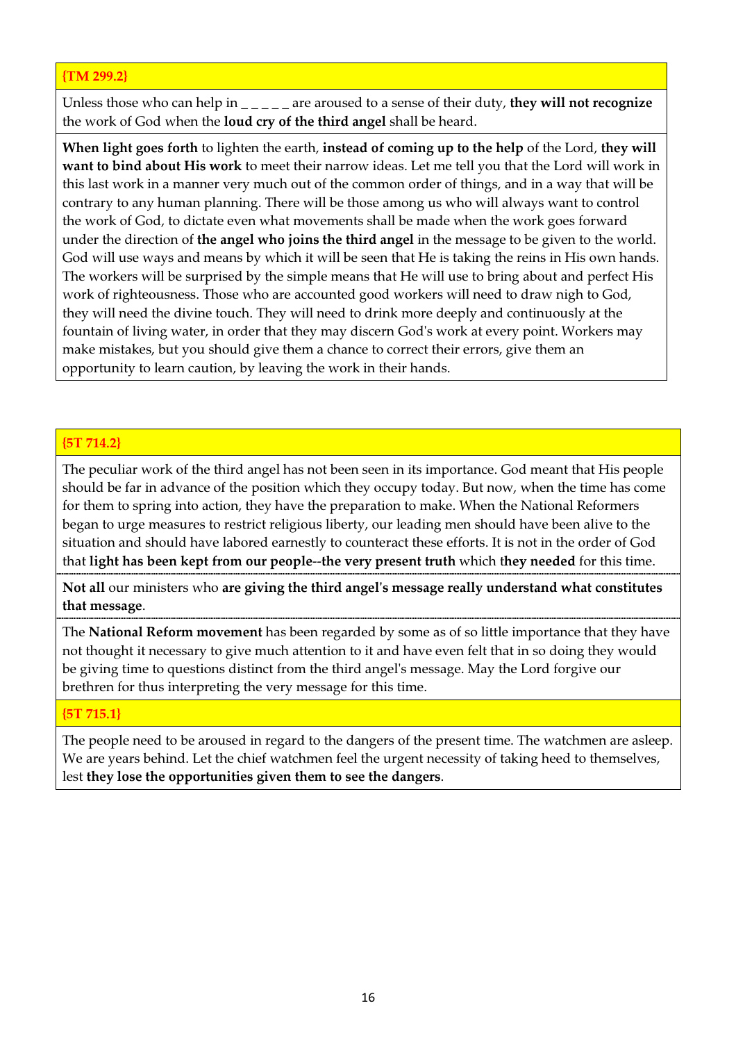**{TM 299.2}**

Unless those who can help in _ _ _ _ _ are aroused to a sense of their duty, **they will not recognize** the work of God when the **loud cry of the third angel** shall be heard.

**When light goes forth** to lighten the earth, **instead of coming up to the help** of the Lord, **they will want to bind about His work** to meet their narrow ideas. Let me tell you that the Lord will work in this last work in a manner very much out of the common order of things, and in a way that will be contrary to any human planning. There will be those among us who will always want to control the work of God, to dictate even what movements shall be made when the work goes forward under the direction of **the angel who joins the third angel** in the message to be given to the world. God will use ways and means by which it will be seen that He is taking the reins in His own hands. The workers will be surprised by the simple means that He will use to bring about and perfect His work of righteousness. Those who are accounted good workers will need to draw nigh to God, they will need the divine touch. They will need to drink more deeply and continuously at the fountain of living water, in order that they may discern God's work at every point. Workers may make mistakes, but you should give them a chance to correct their errors, give them an opportunity to learn caution, by leaving the work in their hands.

**{5T 714.2}**

The peculiar work of the third angel has not been seen in its importance. God meant that His people should be far in advance of the position which they occupy today. But now, when the time has come for them to spring into action, they have the preparation to make. When the National Reformers began to urge measures to restrict religious liberty, our leading men should have been alive to the situation and should have labored earnestly to counteract these efforts. It is not in the order of God that **light has been kept from our people--the very present truth** which t**hey needed** for this time.

**Not all** our ministers who **are giving the third angel's message really understand what constitutes that message**.

The **National Reform movement** has been regarded by some as of so little importance that they have not thought it necessary to give much attention to it and have even felt that in so doing they would be giving time to questions distinct from the third angel's message. May the Lord forgive our brethren for thus interpreting the very message for this time.

**{5T 715.1}**

The people need to be aroused in regard to the dangers of the present time. The watchmen are asleep. We are years behind. Let the chief watchmen feel the urgent necessity of taking heed to themselves, lest **they lose the opportunities given them to see the dangers**.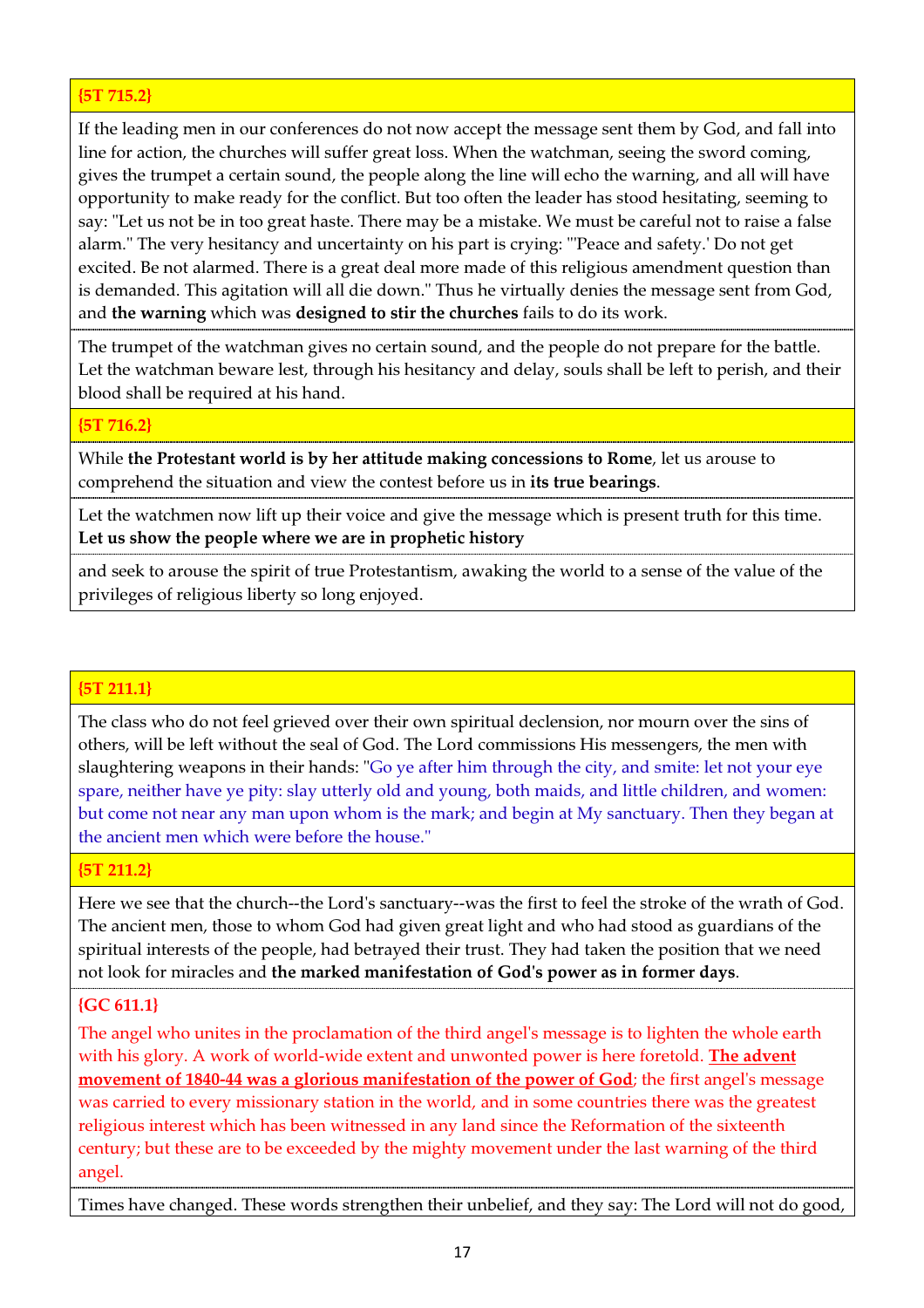**{5T 715.2}**

If the leading men in our conferences do not now accept the message sent them by God, and fall into line for action, the churches will suffer great loss. When the watchman, seeing the sword coming, gives the trumpet a certain sound, the people along the line will echo the warning, and all will have opportunity to make ready for the conflict. But too often the leader has stood hesitating, seeming to say: "Let us not be in too great haste. There may be a mistake. We must be careful not to raise a false alarm." The very hesitancy and uncertainty on his part is crying: "'Peace and safety.' Do not get excited. Be not alarmed. There is a great deal more made of this religious amendment question than is demanded. This agitation will all die down." Thus he virtually denies the message sent from God, and **the warning** which was **designed to stir the churches** fails to do its work.

The trumpet of the watchman gives no certain sound, and the people do not prepare for the battle. Let the watchman beware lest, through his hesitancy and delay, souls shall be left to perish, and their blood shall be required at his hand.

**{5T 716.2}**

While **the Protestant world is by her attitude making concessions to Rome**, let us arouse to comprehend the situation and view the contest before us in **its true bearings**.

Let the watchmen now lift up their voice and give the message which is present truth for this time. **Let us show the people where we are in prophetic history**

and seek to arouse the spirit of true Protestantism, awaking the world to a sense of the value of the privileges of religious liberty so long enjoyed.

**{5T 211.1}**

The class who do not feel grieved over their own spiritual declension, nor mourn over the sins of others, will be left without the seal of God. The Lord commissions His messengers, the men with slaughtering weapons in their hands: "Go ye after him through the city, and smite: let not your eye spare, neither have ye pity: slay utterly old and young, both maids, and little children, and women: but come not near any man upon whom is the mark; and begin at My sanctuary. Then they began at the ancient men which were before the house."

**{5T 211.2}**

Here we see that the church--the Lord's sanctuary--was the first to feel the stroke of the wrath of God. The ancient men, those to whom God had given great light and who had stood as guardians of the spiritual interests of the people, had betrayed their trust. They had taken the position that we need not look for miracles and **the marked manifestation of God's power as in former days**.

**{GC 611.1}**

The angel who unites in the proclamation of the third angel's message is to lighten the whole earth with his glory. A work of world-wide extent and unwonted power is here foretold. **The advent movement of 1840-44 was a glorious manifestation of the power of God**; the first angel's message was carried to every missionary station in the world, and in some countries there was the greatest religious interest which has been witnessed in any land since the Reformation of the sixteenth century; but these are to be exceeded by the mighty movement under the last warning of the third angel.

Times have changed. These words strengthen their unbelief, and they say: The Lord will not do good,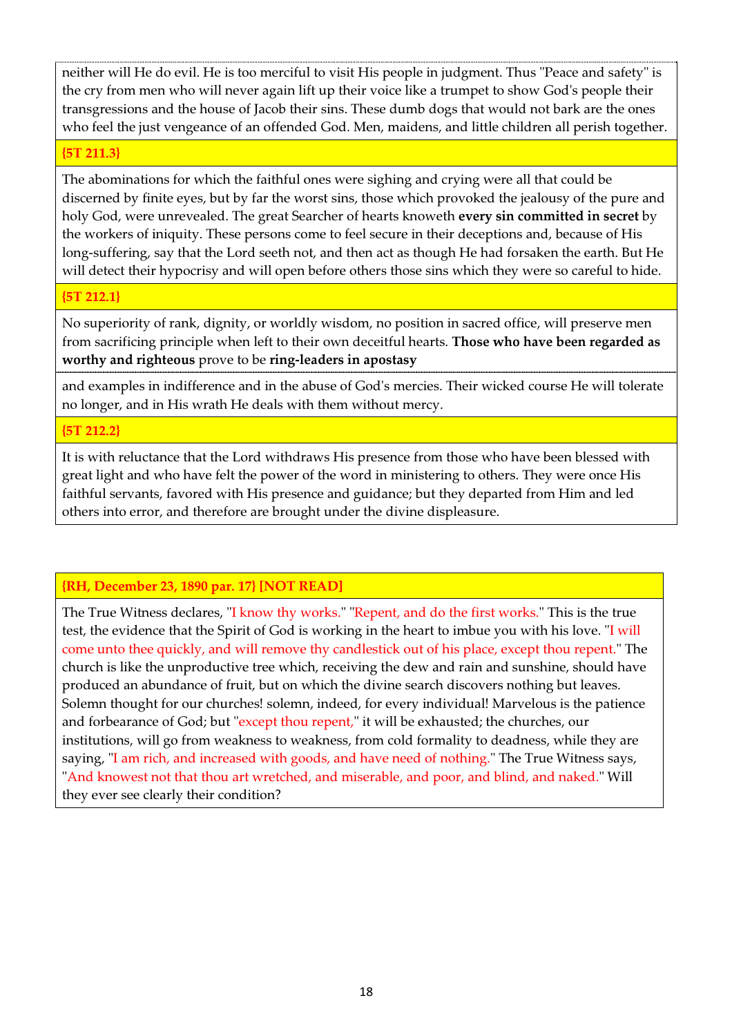neither will He do evil. He is too merciful to visit His people in judgment. Thus "Peace and safety" is the cry from men who will never again lift up their voice like a trumpet to show God's people their transgressions and the house of Jacob their sins. These dumb dogs that would not bark are the ones who feel the just vengeance of an offended God. Men, maidens, and little children all perish together.

**{5T 211.3}**

The abominations for which the faithful ones were sighing and crying were all that could be discerned by finite eyes, but by far the worst sins, those which provoked the jealousy of the pure and holy God, were unrevealed. The great Searcher of hearts knoweth **every sin committed in secret** by the workers of iniquity. These persons come to feel secure in their deceptions and, because of His long-suffering, say that the Lord seeth not, and then act as though He had forsaken the earth. But He will detect their hypocrisy and will open before others those sins which they were so careful to hide.

**{5T 212.1}**

No superiority of rank, dignity, or worldly wisdom, no position in sacred office, will preserve men from sacrificing principle when left to their own deceitful hearts. **Those who have been regarded as worthy and righteous** prove to be **ring-leaders in apostasy** and examples in indifference and in the abuse of God's mercies. Their wicked course He will tolerate no longer, and in His wrath He deals with them without mercy.

**{5T 212.2}**

It is with reluctance that the Lord withdraws His presence from those who have been blessed with great light and who have felt the power of the word in ministering to others. They were once His faithful servants, favored with His presence and guidance; but they departed from Him and led others into error, and therefore are brought under the divine displeasure.

**{RH, December 23, 1890 par. 17} [NOT READ]**

The True Witness declares, "I know thy works." "Repent, and do the first works." This is the true test, the evidence that the Spirit of God is working in the heart to imbue you with his love. "I will come unto thee quickly, and will remove thy candlestick out of his place, except thou repent." The church is like the unproductive tree which, receiving the dew and rain and sunshine, should have produced an abundance of fruit, but on which the divine search discovers nothing but leaves. Solemn thought for our churches! solemn, indeed, for every individual! Marvelous is the patience and forbearance of God; but "except thou repent," it will be exhausted; the churches, our institutions, will go from weakness to weakness, from cold formality to deadness, while they are saying, "I am rich, and increased with goods, and have need of nothing." The True Witness says, "And knowest not that thou art wretched, and miserable, and poor, and blind, and naked." Will they ever see clearly their condition?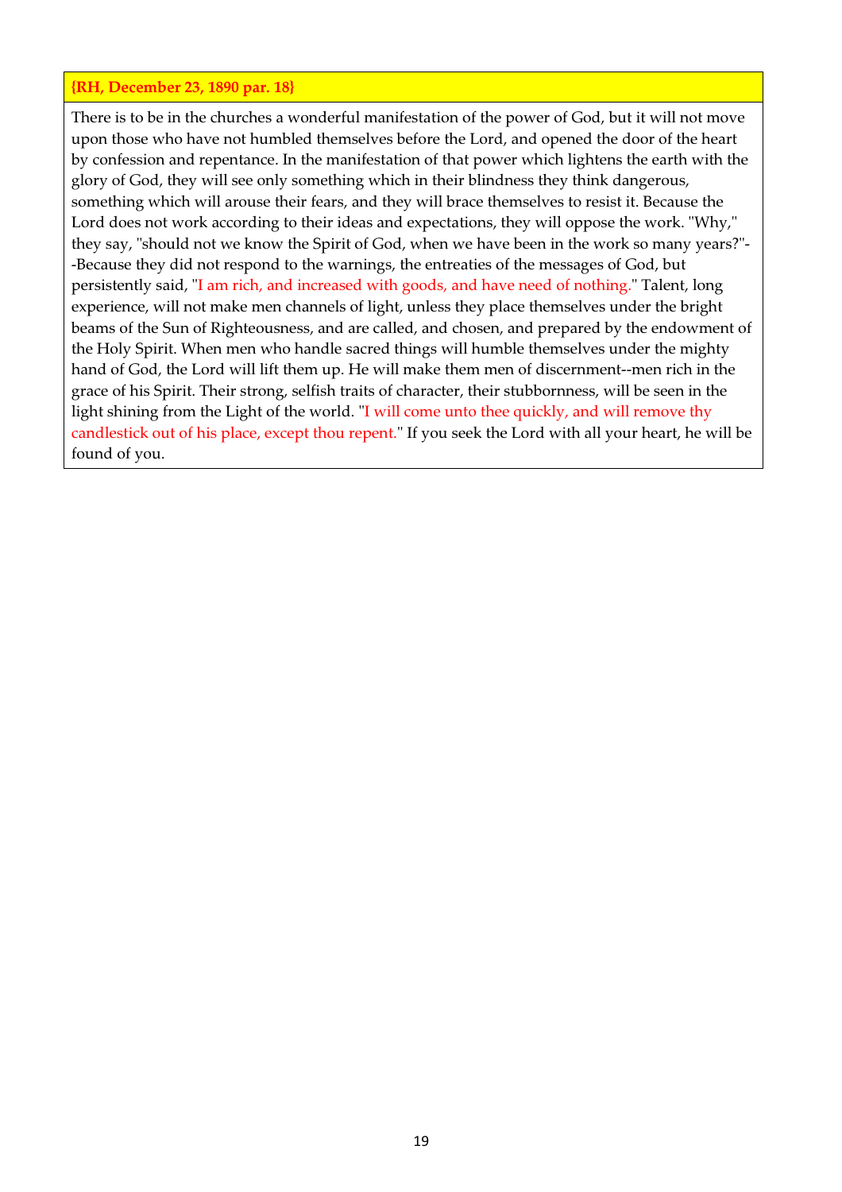**{RH, December 23, 1890 par. 18}**

There is to be in the churches a wonderful manifestation of the power of God, but it will not move upon those who have not humbled themselves before the Lord, and opened the door of the heart by confession and repentance. In the manifestation of that power which lightens the earth with the glory of God, they will see only something which in their blindness they think dangerous, something which will arouse their fears, and they will brace themselves to resist it. Because the Lord does not work according to their ideas and expectations, they will oppose the work. "Why," they say, "should not we know the Spirit of God, when we have been in the work so many years?"--Because they did not respond to the warnings, the entreaties of the messages of God, but persistently said, "I am rich, and increased with goods, and have need of nothing." Talent, long experience, will not make men channels of light, unless they place themselves under the bright beams of the Sun of Righteousness, and are called, and chosen, and prepared by the endowment of the Holy Spirit. When men who handle sacred things will humble themselves under the mighty hand of God, the Lord will lift them up. He will make them men of discernment--men rich in the grace of his Spirit. Their strong, selfish traits of character, their stubbornness, will be seen in the light shining from the Light of the world. "I will come unto thee quickly, and will remove thy candlestick out of his place, except thou repent." If you seek the Lord with all your heart, he will be found of you.